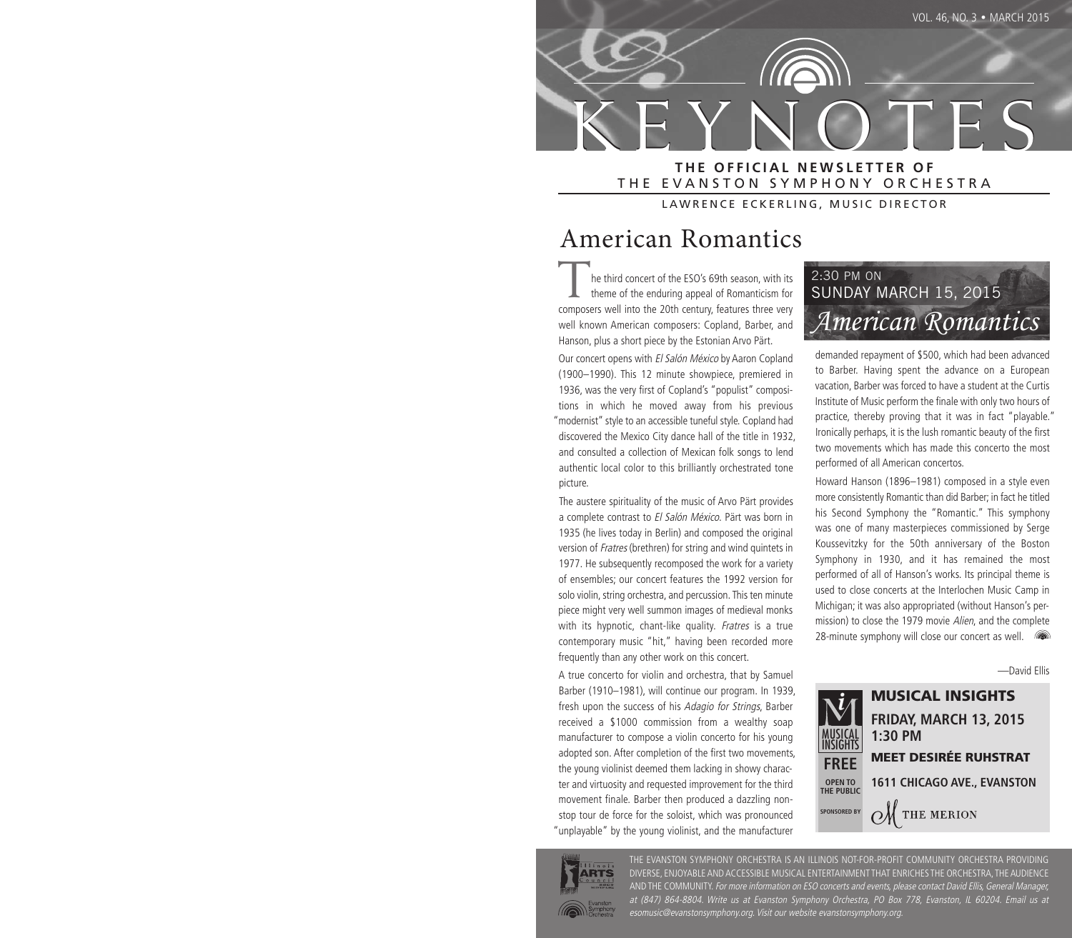# KEYNOTES

**THE OFFICIAL NEWSLETTER OF**
THE EVANSTON SYMPHONY ORCHESTRA

LAWRENCE ECKERLING, MUSIC DIRECTOR

## American Romantics

The third concert of the ESO's 69th season, with its theme of the enduring appeal of Romanticism for composers well into the 20th century, features three very well known American composers: Copland, Barber, and Hanson, plus a short piece by the Estonian Arvo Pärt.

Our concert opens with *El Salón México* by Aaron Copland (1900–1990). This 12 minute showpiece, premiered in 1936, was the very first of Copland's "populist" compositions in which he moved away from his previous "modernist" style to an accessible tuneful style. Copland had discovered the Mexico City dance hall of the title in 1932, and consulted a collection of Mexican folk songs to lend authentic local color to this brilliantly orchestrated tone picture.

The austere spirituality of the music of Arvo Pärt provides a complete contrast to *El Salón México*. Pärt was born in 1935 (he lives today in Berlin) and composed the original version of *Fratres* (brethren) for string and wind quintets in 1977. He subsequently recomposed the work for a variety of ensembles; our concert features the 1992 version for solo violin, string orchestra, and percussion. This ten minute piece might very well summon images of medieval monks with its hypnotic, chant-like quality. *Fratres* is a true contemporary music "hit," having been recorded more frequently than any other work on this concert.

A true concerto for violin and orchestra, that by Samuel Barber (1910–1981), will continue our program. In 1939, fresh upon the success of his *Adagio for Strings*, Barber received a $1000 commission from a wealthy soap manufacturer to compose a violin concerto for his young adopted son. After completion of the first two movements, the young violinist deemed them lacking in showy character and virtuosity and requested improvement for the third movement finale. Barber then produced a dazzling non-stop tour de force for the soloist, which was pronounced "unplayable" by the young violinist, and the manufacturer demanded repayment of $500, which had been advanced to Barber. Having spent the advance on a European vacation, Barber was forced to have a student at the Curtis Institute of Music perform the finale with only two hours of practice, thereby proving that it was in fact "playable." Ironically perhaps, it is the lush romantic beauty of the first two movements which has made this concerto the most performed of all American concertos.

Howard Hanson (1896–1981) composed in a style even more consistently Romantic than did Barber; in fact he titled his Second Symphony the "Romantic." This symphony was one of many masterpieces commissioned by Serge Koussevitzky for the 50th anniversary of the Boston Symphony in 1930, and it has remained the most performed of all of Hanson's works. Its principal theme is used to close concerts at the Interlochen Music Camp in Michigan; it was also appropriated (without Hanson's permission) to close the 1979 movie *Alien*, and the complete 28-minute symphony will close our concert as well.

—David Ellis

2:30 PM ON
SUNDAY MARCH 15, 2015
*American Romantics*

**MUSICAL INSIGHTS**

**FREE** — OPEN TO THE PUBLIC

**FRIDAY, MARCH 13, 2015**
**1:30 PM**

**MEET DESIRÉE RUHSTRAT**

**1611 CHICAGO AVE., EVANSTON**

SPONSORED BY THE MERION

THE EVANSTON SYMPHONY ORCHESTRA IS AN ILLINOIS NOT-FOR-PROFIT COMMUNITY ORCHESTRA PROVIDING DIVERSE, ENJOYABLE AND ACCESSIBLE MUSICAL ENTERTAINMENT THAT ENRICHES THE ORCHESTRA, THE AUDIENCE AND THE COMMUNITY. *For more information on ESO concerts and events, please contact David Ellis, General Manager, at (847) 864-8804. Write us at Evanston Symphony Orchestra, PO Box 778, Evanston, IL 60204. Email us at esomusic@evanstonsymphony.org. Visit our website evanstonsymphony.org.*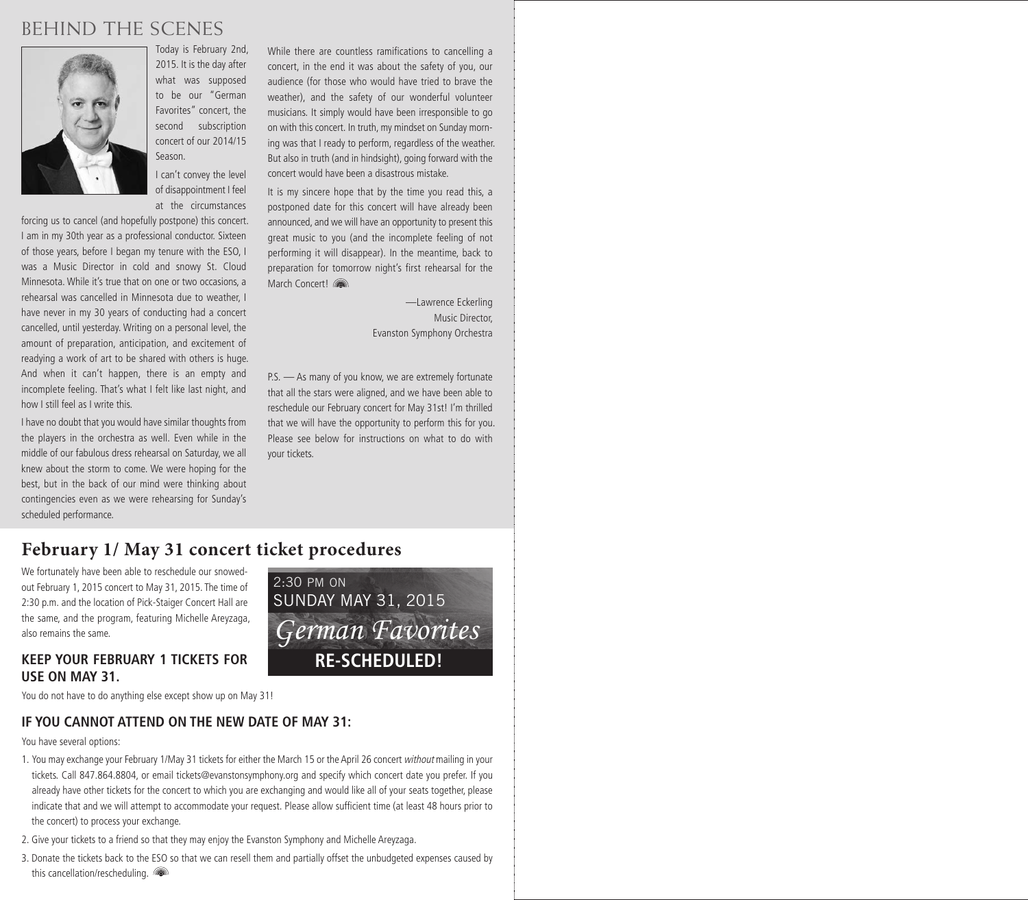# BEHIND THE SCENES

Today is February 2nd, 2015. It is the day after what was supposed to be our "German Favorites" concert, the second subscription concert of our 2014/15 Season.

I can't convey the level of disappointment I feel at the circumstances forcing us to cancel (and hopefully postpone) this concert. I am in my 30th year as a professional conductor. Sixteen of those years, before I began my tenure with the ESO, I was a Music Director in cold and snowy St. Cloud Minnesota. While it's true that on one or two occasions, a rehearsal was cancelled in Minnesota due to weather, I have never in my 30 years of conducting had a concert cancelled, until yesterday. Writing on a personal level, the amount of preparation, anticipation, and excitement of readying a work of art to be shared with others is huge. And when it can't happen, there is an empty and incomplete feeling. That's what I felt like last night, and how I still feel as I write this.

I have no doubt that you would have similar thoughts from the players in the orchestra as well. Even while in the middle of our fabulous dress rehearsal on Saturday, we all knew about the storm to come. We were hoping for the best, but in the back of our mind were thinking about contingencies even as we were rehearsing for Sunday's scheduled performance.

While there are countless ramifications to cancelling a concert, in the end it was about the safety of you, our audience (for those who would have tried to brave the weather), and the safety of our wonderful volunteer musicians. It simply would have been irresponsible to go on with this concert. In truth, my mindset on Sunday morning was that I ready to perform, regardless of the weather. But also in truth (and in hindsight), going forward with the concert would have been a disastrous mistake.

It is my sincere hope that by the time you read this, a postponed date for this concert will have already been announced, and we will have an opportunity to present this great music to you (and the incomplete feeling of not performing it will disappear). In the meantime, back to preparation for tomorrow night's first rehearsal for the March Concert!

—Lawrence Eckerling
Music Director,
Evanston Symphony Orchestra

P.S. — As many of you know, we are extremely fortunate that all the stars were aligned, and we have been able to reschedule our February concert for May 31st! I'm thrilled that we will have the opportunity to perform this for you. Please see below for instructions on what to do with your tickets.

## February 1/ May 31 concert ticket procedures

We fortunately have been able to reschedule our snowed-out February 1, 2015 concert to May 31, 2015. The time of 2:30 p.m. and the location of Pick-Staiger Concert Hall are the same, and the program, featuring Michelle Areyzaga, also remains the same.

2:30 PM ON
SUNDAY MAY 31, 2015
*German Favorites*
**RE-SCHEDULED!**

### KEEP YOUR FEBRUARY 1 TICKETS FOR USE ON MAY 31.

You do not have to do anything else except show up on May 31!

### IF YOU CANNOT ATTEND ON THE NEW DATE OF MAY 31:

You have several options:

1. You may exchange your February 1/May 31 tickets for either the March 15 or the April 26 concert *without* mailing in your tickets. Call 847.864.8804, or email tickets@evanstonsymphony.org and specify which concert date you prefer. If you already have other tickets for the concert to which you are exchanging and would like all of your seats together, please indicate that and we will attempt to accommodate your request. Please allow sufficient time (at least 48 hours prior to the concert) to process your exchange.
2. Give your tickets to a friend so that they may enjoy the Evanston Symphony and Michelle Areyzaga.
3. Donate the tickets back to the ESO so that we can resell them and partially offset the unbudgeted expenses caused by this cancellation/rescheduling.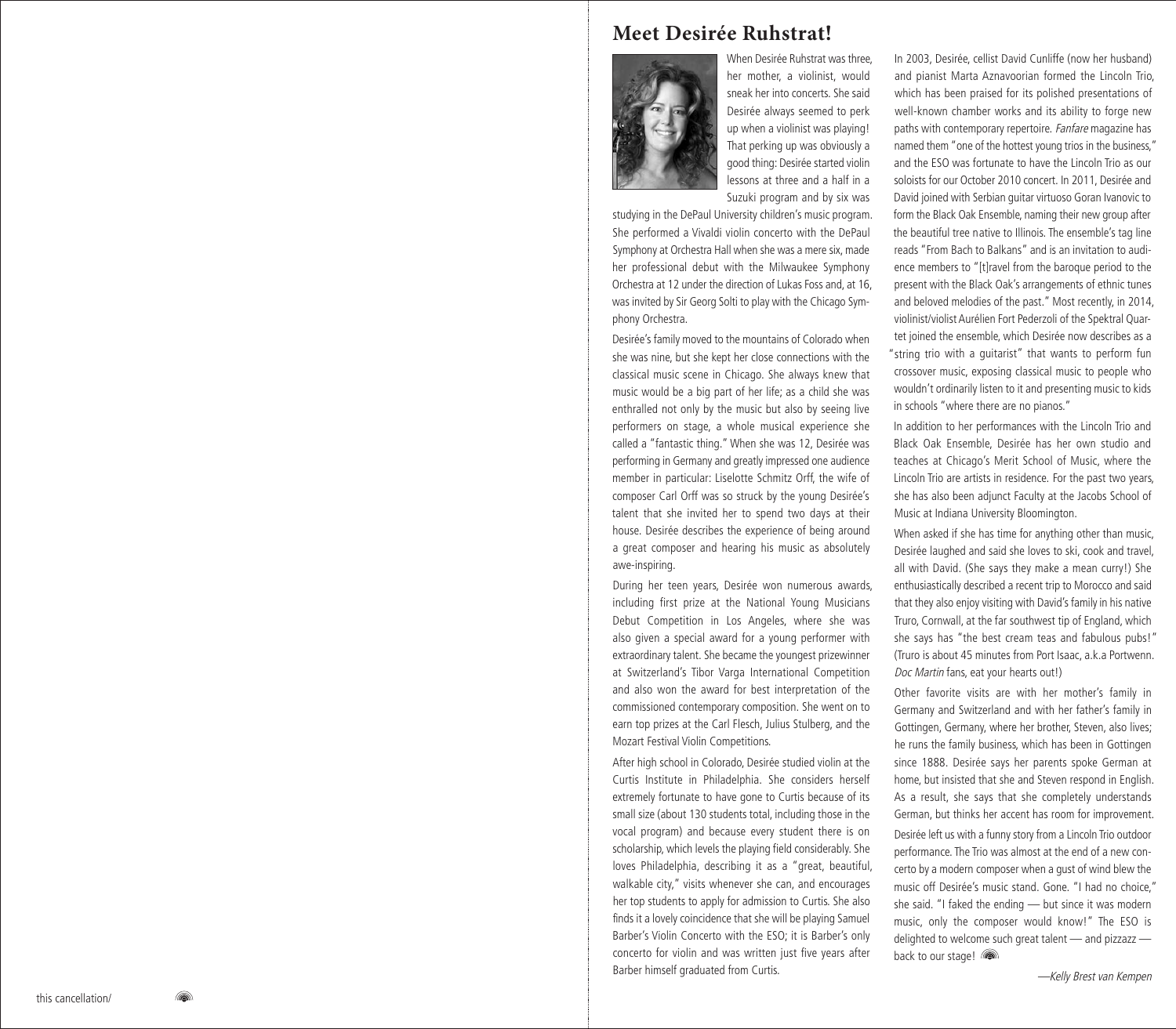# Meet Desirée Ruhstrat!

When Desirée Ruhstrat was three, her mother, a violinist, would sneak her into concerts. She said Desirée always seemed to perk up when a violinist was playing! That perking up was obviously a good thing: Desirée started violin lessons at three and a half in a Suzuki program and by six was studying in the DePaul University children's music program. She performed a Vivaldi violin concerto with the DePaul Symphony at Orchestra Hall when she was a mere six, made her professional debut with the Milwaukee Symphony Orchestra at 12 under the direction of Lukas Foss and, at 16, was invited by Sir Georg Solti to play with the Chicago Symphony Orchestra.

Desirée's family moved to the mountains of Colorado when she was nine, but she kept her close connections with the classical music scene in Chicago. She always knew that music would be a big part of her life; as a child she was enthralled not only by the music but also by seeing live performers on stage, a whole musical experience she called a "fantastic thing." When she was 12, Desirée was performing in Germany and greatly impressed one audience member in particular: Liselotte Schmitz Orff, the wife of composer Carl Orff was so struck by the young Desirée's talent that she invited her to spend two days at their house. Desirée describes the experience of being around a great composer and hearing his music as absolutely awe-inspiring.

During her teen years, Desirée won numerous awards, including first prize at the National Young Musicians Debut Competition in Los Angeles, where she was also given a special award for a young performer with extraordinary talent. She became the youngest prizewinner at Switzerland's Tibor Varga International Competition and also won the award for best interpretation of the commissioned contemporary composition. She went on to earn top prizes at the Carl Flesch, Julius Stulberg, and the Mozart Festival Violin Competitions.

After high school in Colorado, Desirée studied violin at the Curtis Institute in Philadelphia. She considers herself extremely fortunate to have gone to Curtis because of its small size (about 130 students total, including those in the vocal program) and because every student there is on scholarship, which levels the playing field considerably. She loves Philadelphia, describing it as a "great, beautiful, walkable city," visits whenever she can, and encourages her top students to apply for admission to Curtis. She also finds it a lovely coincidence that she will be playing Samuel Barber's Violin Concerto with the ESO; it is Barber's only concerto for violin and was written just five years after Barber himself graduated from Curtis.

In 2003, Desirée, cellist David Cunliffe (now her husband) and pianist Marta Aznavoorian formed the Lincoln Trio, which has been praised for its polished presentations of well-known chamber works and its ability to forge new paths with contemporary repertoire. *Fanfare* magazine has named them "one of the hottest young trios in the business," and the ESO was fortunate to have the Lincoln Trio as our soloists for our October 2010 concert. In 2011, Desirée and David joined with Serbian guitar virtuoso Goran Ivanovic to form the Black Oak Ensemble, naming their new group after the beautiful tree native to Illinois. The ensemble's tag line reads "From Bach to Balkans" and is an invitation to audience members to "[t]ravel from the baroque period to the present with the Black Oak's arrangements of ethnic tunes and beloved melodies of the past." Most recently, in 2014, violinist/violist Aurélien Fort Pederzoli of the Spektral Quartet joined the ensemble, which Desirée now describes as a "string trio with a guitarist" that wants to perform fun crossover music, exposing classical music to people who wouldn't ordinarily listen to it and presenting music to kids in schools "where there are no pianos."

In addition to her performances with the Lincoln Trio and Black Oak Ensemble, Desirée has her own studio and teaches at Chicago's Merit School of Music, where the Lincoln Trio are artists in residence. For the past two years, she has also been adjunct Faculty at the Jacobs School of Music at Indiana University Bloomington.

When asked if she has time for anything other than music, Desirée laughed and said she loves to ski, cook and travel, all with David. (She says they make a mean curry!) She enthusiastically described a recent trip to Morocco and said that they also enjoy visiting with David's family in his native Truro, Cornwall, at the far southwest tip of England, which she says has "the best cream teas and fabulous pubs!" (Truro is about 45 minutes from Port Isaac, a.k.a Portwenn. *Doc Martin* fans, eat your hearts out!)

Other favorite visits are with her mother's family in Germany and Switzerland and with her father's family in Gottingen, Germany, where her brother, Steven, also lives; he runs the family business, which has been in Gottingen since 1888. Desirée says her parents spoke German at home, but insisted that she and Steven respond in English. As a result, she says that she completely understands German, but thinks her accent has room for improvement.

Desirée left us with a funny story from a Lincoln Trio outdoor performance. The Trio was almost at the end of a new concerto by a modern composer when a gust of wind blew the music off Desirée's music stand. Gone. "I had no choice," she said. "I faked the ending — but since it was modern music, only the composer would know!" The ESO is delighted to welcome such great talent — and pizzazz — back to our stage!

*—Kelly Brest van Kempen*

this cancellation/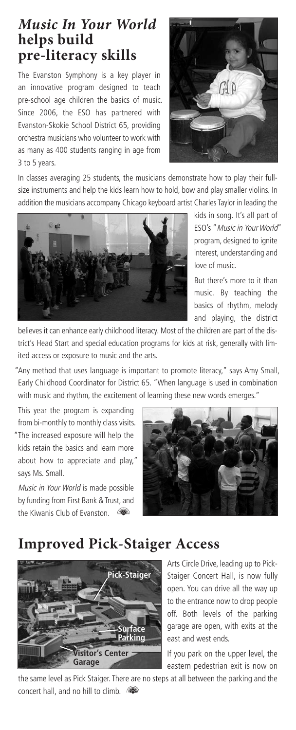## *Music In Your World* helps build pre-literacy skills

The Evanston Symphony is a key player in an innovative program designed to teach pre-school age children the basics of music. Since 2006, the ESO has partnered with Evanston-Skokie School District 65, providing orchestra musicians who volunteer to work with as many as 400 students ranging in age from 3 to 5 years.

In classes averaging 25 students, the musicians demonstrate how to play their full-size instruments and help the kids learn how to hold, bow and play smaller violins. In addition the musicians accompany Chicago keyboard artist Charles Taylor in leading the kids in song. It's all part of ESO's "*Music in Your World*" program, designed to ignite interest, understanding and love of music.

But there's more to it than music. By teaching the basics of rhythm, melody and playing, the district believes it can enhance early childhood literacy. Most of the children are part of the district's Head Start and special education programs for kids at risk, generally with limited access or exposure to music and the arts.

"Any method that uses language is important to promote literacy," says Amy Small, Early Childhood Coordinator for District 65. "When language is used in combination with music and rhythm, the excitement of learning these new words emerges."

This year the program is expanding from bi-monthly to monthly class visits. "The increased exposure will help the kids retain the basics and learn more about how to appreciate and play," says Ms. Small.

*Music in Your World* is made possible by funding from First Bank & Trust, and the Kiwanis Club of Evanston.

## Improved Pick-Staiger Access

Pick-Staiger

Surface Parking

Visitor's Center Garage

Arts Circle Drive, leading up to Pick-Staiger Concert Hall, is now fully open. You can drive all the way up to the entrance now to drop people off. Both levels of the parking garage are open, with exits at the east and west ends.

If you park on the upper level, the eastern pedestrian exit is now on the same level as Pick Staiger. There are no steps at all between the parking and the concert hall, and no hill to climb.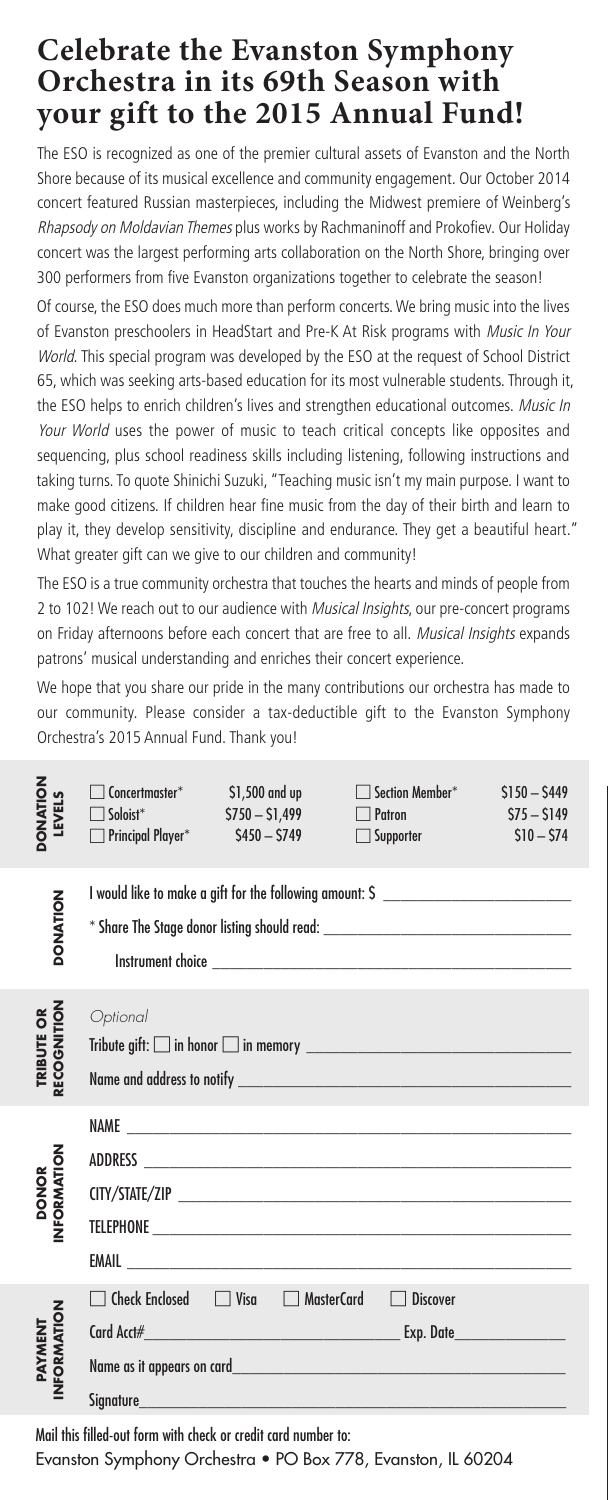# Celebrate the Evanston Symphony Orchestra in its 69th Season with your gift to the 2015 Annual Fund!

The ESO is recognized as one of the premier cultural assets of Evanston and the North Shore because of its musical excellence and community engagement. Our October 2014 concert featured Russian masterpieces, including the Midwest premiere of Weinberg's *Rhapsody on Moldavian Themes* plus works by Rachmaninoff and Prokofiev. Our Holiday concert was the largest performing arts collaboration on the North Shore, bringing over 300 performers from five Evanston organizations together to celebrate the season!

Of course, the ESO does much more than perform concerts. We bring music into the lives of Evanston preschoolers in HeadStart and Pre-K At Risk programs with *Music In Your World*. This special program was developed by the ESO at the request of School District 65, which was seeking arts-based education for its most vulnerable students. Through it, the ESO helps to enrich children's lives and strengthen educational outcomes. *Music In Your World* uses the power of music to teach critical concepts like opposites and sequencing, plus school readiness skills including listening, following instructions and taking turns. To quote Shinichi Suzuki, "Teaching music isn't my main purpose. I want to make good citizens. If children hear fine music from the day of their birth and learn to play it, they develop sensitivity, discipline and endurance. They get a beautiful heart." What greater gift can we give to our children and community!

The ESO is a true community orchestra that touches the hearts and minds of people from 2 to 102! We reach out to our audience with *Musical Insights*, our pre-concert programs on Friday afternoons before each concert that are free to all. *Musical Insights* expands patrons' musical understanding and enriches their concert experience.

We hope that you share our pride in the many contributions our orchestra has made to our community. Please consider a tax-deductible gift to the Evanston Symphony Orchestra's 2015 Annual Fund. Thank you!

**DONATION LEVELS**

| | | | |
|---|---|---|---|
| ☐ Concertmaster* | $1,500 and up | ☐ Section Member* | $150 – $449 |
| ☐ Soloist* | $750 – $1,499 | ☐ Patron | $75 – $149 |
| ☐ Principal Player* | $450 – $749 | ☐ Supporter | $10 – $74 |

**DONATION**

I would like to make a gift for the following amount: $ ____________________

* Share The Stage donor listing should read: ____________________

Instrument choice ____________________

**TRIBUTE OR RECOGNITION**

*Optional*

Tribute gift: ☐ in honor ☐ in memory ____________________

Name and address to notify ____________________

**DONOR INFORMATION**

NAME ____________________

ADDRESS ____________________

CITY/STATE/ZIP ____________________

TELEPHONE ____________________

EMAIL ____________________

**PAYMENT INFORMATION**

☐ Check Enclosed ☐ Visa ☐ MasterCard ☐ Discover

Card Acct#____________________ Exp. Date______________

Name as it appears on card____________________

Signature____________________

Mail this filled-out form with check or credit card number to:

Evanston Symphony Orchestra • PO Box 778, Evanston, IL 60204